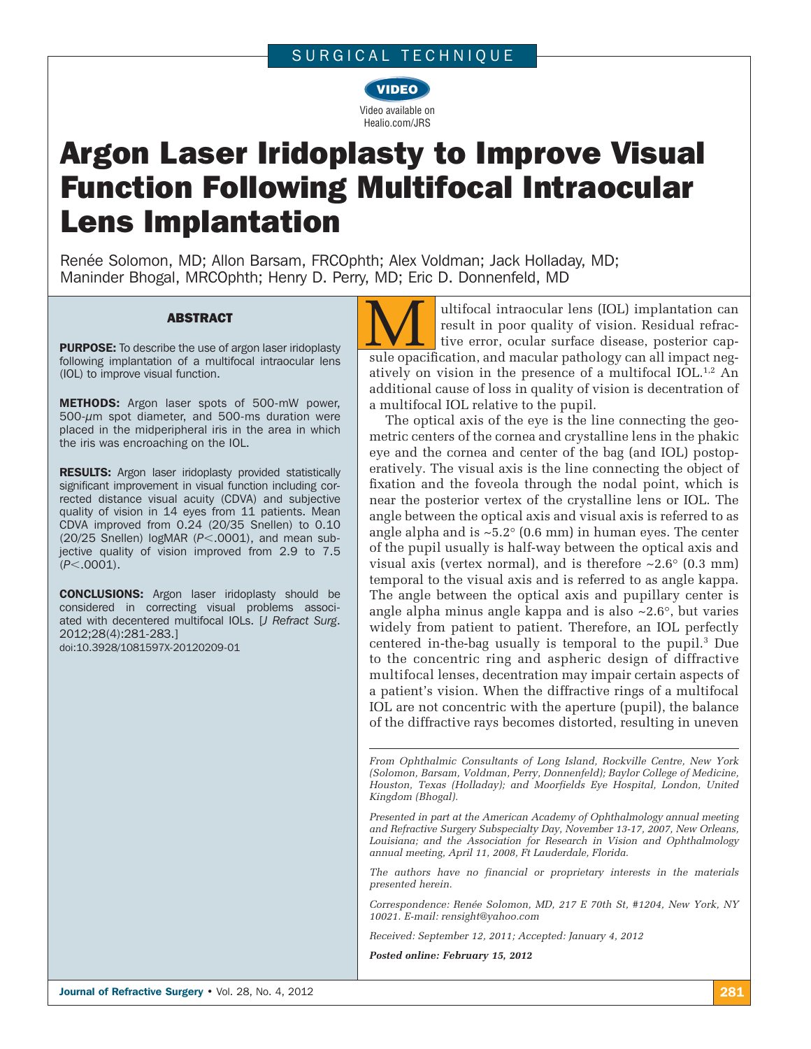SURGICAL TECHNIQUE

Video available on Healio.com/JRS

# Argon Laser Iridoplasty to Improve Visual Function Following Multifocal Intraocular Lens Implantation

Renée Solomon, MD; Allon Barsam, FRCOphth; Alex Voldman; Jack Holladay, MD; Maninder Bhogal, MRCOphth; Henry D. Perry, MD; Eric D. Donnenfeld, MD

## ABSTRACT

**PURPOSE:** To describe the use of argon laser iridoplasty following implantation of a multifocal intraocular lens (IOL) to improve visual function.

**METHODS:** Argon laser spots of 500-mW power, 500-$\mu$m spot diameter, and 500-ms duration were placed in the midperipheral iris in the area in which the iris was encroaching on the IOL.

**RESULTS:** Argon laser iridoplasty provided statistically significant improvement in visual function including corrected distance visual acuity (CDVA) and subjective quality of vision in 14 eyes from 11 patients. Mean CDVA improved from 0.24 (20/35 Snellen) to 0.10 (20/25 Snellen) logMAR ($P<.0001$), and mean subjective quality of vision improved from 2.9 to 7.5 ($P<.0001$).

**CONCLUSIONS:** Argon laser iridoplasty should be considered in correcting visual problems associated with decentered multifocal IOLs. [*J Refract Surg*. 2012;28(4):281-283.]

doi:10.3928/1081597X-20120209-01

Multifocal intraocular lens (IOL) implantation can result in poor quality of vision. Residual refractive error, ocular surface disease, posterior capsule opacification, and macular pathology can all impact negatively on vision in the presence of a multifocal IOL.[1,2] An additional cause of loss in quality of vision is decentration of a multifocal IOL relative to the pupil.

The optical axis of the eye is the line connecting the geometric centers of the cornea and crystalline lens in the phakic eye and the cornea and center of the bag (and IOL) postoperatively. The visual axis is the line connecting the object of fixation and the foveola through the nodal point, which is near the posterior vertex of the crystalline lens or IOL. The angle between the optical axis and visual axis is referred to as angle alpha and is ~5.2° (0.6 mm) in human eyes. The center of the pupil usually is half-way between the optical axis and visual axis (vertex normal), and is therefore ~2.6° (0.3 mm) temporal to the visual axis and is referred to as angle kappa. The angle between the optical axis and pupillary center is angle alpha minus angle kappa and is also ~2.6°, but varies widely from patient to patient. Therefore, an IOL perfectly centered in-the-bag usually is temporal to the pupil.[3] Due to the concentric ring and aspheric design of diffractive multifocal lenses, decentration may impair certain aspects of a patient's vision. When the diffractive rings of a multifocal IOL are not concentric with the aperture (pupil), the balance of the diffractive rays becomes distorted, resulting in uneven

*From Ophthalmic Consultants of Long Island, Rockville Centre, New York (Solomon, Barsam, Voldman, Perry, Donnenfeld); Baylor College of Medicine, Houston, Texas (Holladay); and Moorfields Eye Hospital, London, United Kingdom (Bhogal).*

*Presented in part at the American Academy of Ophthalmology annual meeting and Refractive Surgery Subspecialty Day, November 13-17, 2007, New Orleans, Louisiana; and the Association for Research in Vision and Ophthalmology annual meeting, April 11, 2008, Ft Lauderdale, Florida.*

*The authors have no financial or proprietary interests in the materials presented herein.*

*Correspondence: Renée Solomon, MD, 217 E 70th St, #1204, New York, NY 10021. E-mail: rensight@yahoo.com*

*Received: September 12, 2011; Accepted: January 4, 2012*

***Posted online: February 15, 2012***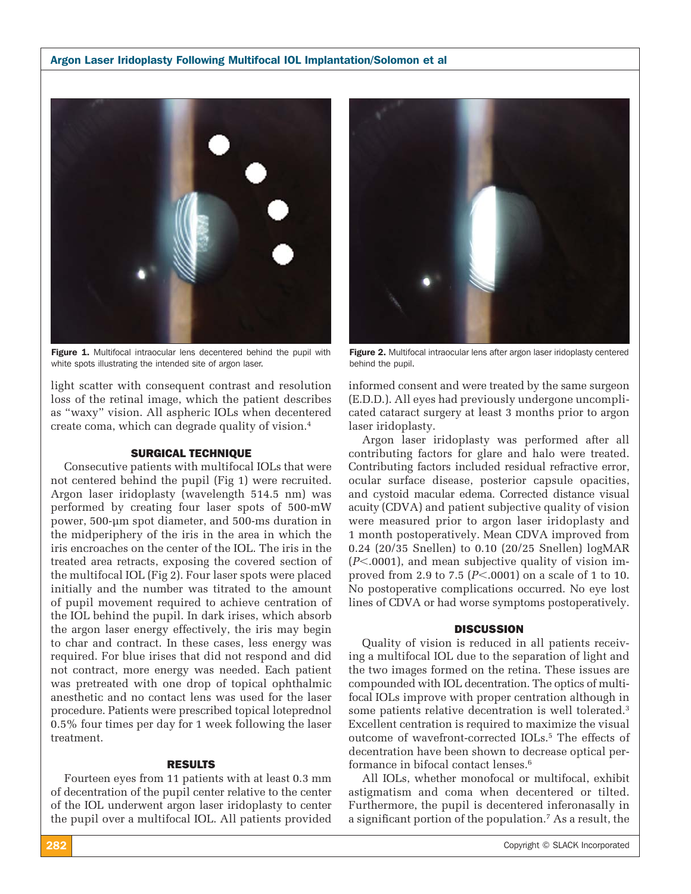Figure 1. Multifocal intraocular lens decentered behind the pupil with white spots illustrating the intended site of argon laser.

Figure 2. Multifocal intraocular lens after argon laser iridoplasty centered behind the pupil.

light scatter with consequent contrast and resolution loss of the retinal image, which the patient describes as "waxy" vision. All aspheric IOLs when decentered create coma, which can degrade quality of vision.[4]

## SURGICAL TECHNIQUE

Consecutive patients with multifocal IOLs that were not centered behind the pupil (Fig 1) were recruited. Argon laser iridoplasty (wavelength 514.5 nm) was performed by creating four laser spots of 500-mW power, 500-µm spot diameter, and 500-ms duration in the midperiphery of the iris in the area in which the iris encroaches on the center of the IOL. The iris in the treated area retracts, exposing the covered section of the multifocal IOL (Fig 2). Four laser spots were placed initially and the number was titrated to the amount of pupil movement required to achieve centration of the IOL behind the pupil. In dark irises, which absorb the argon laser energy effectively, the iris may begin to char and contract. In these cases, less energy was required. For blue irises that did not respond and did not contract, more energy was needed. Each patient was pretreated with one drop of topical ophthalmic anesthetic and no contact lens was used for the laser procedure. Patients were prescribed topical loteprednol 0.5% four times per day for 1 week following the laser treatment.

## RESULTS

Fourteen eyes from 11 patients with at least 0.3 mm of decentration of the pupil center relative to the center of the IOL underwent argon laser iridoplasty to center the pupil over a multifocal IOL. All patients provided informed consent and were treated by the same surgeon (E.D.D.). All eyes had previously undergone uncomplicated cataract surgery at least 3 months prior to argon laser iridoplasty.

Argon laser iridoplasty was performed after all contributing factors for glare and halo were treated. Contributing factors included residual refractive error, ocular surface disease, posterior capsule opacities, and cystoid macular edema. Corrected distance visual acuity (CDVA) and patient subjective quality of vision were measured prior to argon laser iridoplasty and 1 month postoperatively. Mean CDVA improved from 0.24 (20/35 Snellen) to 0.10 (20/25 Snellen) logMAR ($P<.0001$), and mean subjective quality of vision improved from 2.9 to 7.5 ($P<.0001$) on a scale of 1 to 10. No postoperative complications occurred. No eye lost lines of CDVA or had worse symptoms postoperatively.

## DISCUSSION

Quality of vision is reduced in all patients receiving a multifocal IOL due to the separation of light and the two images formed on the retina. These issues are compounded with IOL decentration. The optics of multifocal IOLs improve with proper centration although in some patients relative decentration is well tolerated.[3] Excellent centration is required to maximize the visual outcome of wavefront-corrected IOLs.[5] The effects of decentration have been shown to decrease optical performance in bifocal contact lenses.[6]

All IOLs, whether monofocal or multifocal, exhibit astigmatism and coma when decentered or tilted. Furthermore, the pupil is decentered inferonasally in a significant portion of the population.[7] As a result, the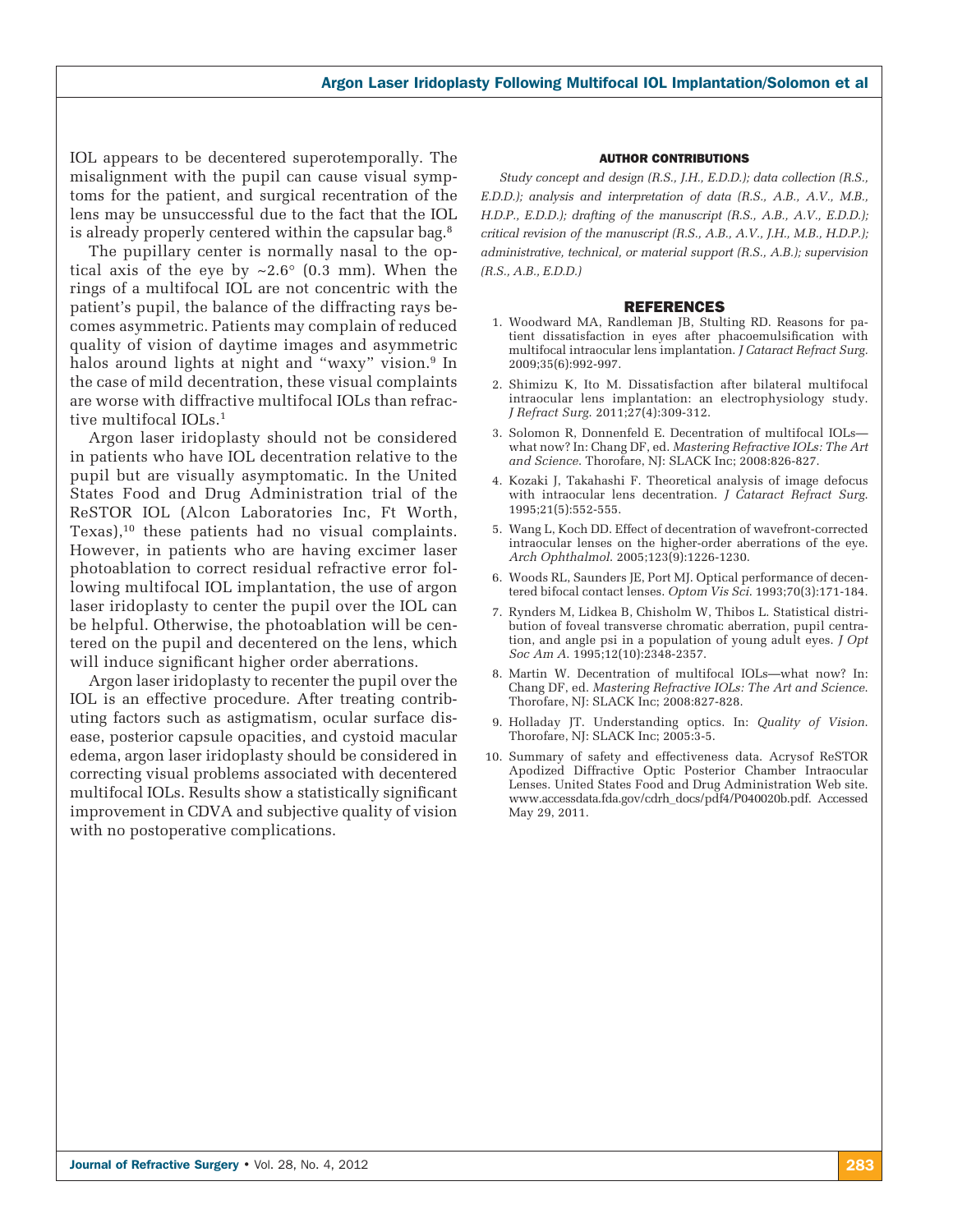IOL appears to be decentered superotemporally. The misalignment with the pupil can cause visual symptoms for the patient, and surgical recentration of the lens may be unsuccessful due to the fact that the IOL is already properly centered within the capsular bag.[8]

The pupillary center is normally nasal to the optical axis of the eye by ~2.6° (0.3 mm). When the rings of a multifocal IOL are not concentric with the patient's pupil, the balance of the diffracting rays becomes asymmetric. Patients may complain of reduced quality of vision of daytime images and asymmetric halos around lights at night and "waxy" vision.[9] In the case of mild decentration, these visual complaints are worse with diffractive multifocal IOLs than refractive multifocal IOLs.[1]

Argon laser iridoplasty should not be considered in patients who have IOL decentration relative to the pupil but are visually asymptomatic. In the United States Food and Drug Administration trial of the ReSTOR IOL (Alcon Laboratories Inc, Ft Worth, Texas),[10] these patients had no visual complaints. However, in patients who are having excimer laser photoablation to correct residual refractive error following multifocal IOL implantation, the use of argon laser iridoplasty to center the pupil over the IOL can be helpful. Otherwise, the photoablation will be centered on the pupil and decentered on the lens, which will induce significant higher order aberrations.

Argon laser iridoplasty to recenter the pupil over the IOL is an effective procedure. After treating contributing factors such as astigmatism, ocular surface disease, posterior capsule opacities, and cystoid macular edema, argon laser iridoplasty should be considered in correcting visual problems associated with decentered multifocal IOLs. Results show a statistically significant improvement in CDVA and subjective quality of vision with no postoperative complications.

## AUTHOR CONTRIBUTIONS

*Study concept and design (R.S., J.H., E.D.D.); data collection (R.S., E.D.D.); analysis and interpretation of data (R.S., A.B., A.V., M.B., H.D.P., E.D.D.); drafting of the manuscript (R.S., A.B., A.V., E.D.D.); critical revision of the manuscript (R.S., A.B., A.V., J.H., M.B., H.D.P.); administrative, technical, or material support (R.S., A.B.); supervision (R.S., A.B., E.D.D.)*

## REFERENCES

1. Woodward MA, Randleman JB, Stulting RD. Reasons for patient dissatisfaction in eyes after phacoemulsification with multifocal intraocular lens implantation. *J Cataract Refract Surg.* 2009;35(6):992-997.
2. Shimizu K, Ito M. Dissatisfaction after bilateral multifocal intraocular lens implantation: an electrophysiology study. *J Refract Surg.* 2011;27(4):309-312.
3. Solomon R, Donnenfeld E. Decentration of multifocal IOLs—what now? In: Chang DF, ed. *Mastering Refractive IOLs: The Art and Science.* Thorofare, NJ: SLACK Inc; 2008:826-827.
4. Kozaki J, Takahashi F. Theoretical analysis of image defocus with intraocular lens decentration. *J Cataract Refract Surg.* 1995;21(5):552-555.
5. Wang L, Koch DD. Effect of decentration of wavefront-corrected intraocular lenses on the higher-order aberrations of the eye. *Arch Ophthalmol.* 2005;123(9):1226-1230.
6. Woods RL, Saunders JE, Port MJ. Optical performance of decentered bifocal contact lenses. *Optom Vis Sci.* 1993;70(3):171-184.
7. Rynders M, Lidkea B, Chisholm W, Thibos L. Statistical distribution of foveal transverse chromatic aberration, pupil centration, and angle psi in a population of young adult eyes. *J Opt Soc Am A.* 1995;12(10):2348-2357.
8. Martin W. Decentration of multifocal IOLs—what now? In: Chang DF, ed. *Mastering Refractive IOLs: The Art and Science.* Thorofare, NJ: SLACK Inc; 2008:827-828.
9. Holladay JT. Understanding optics. In: *Quality of Vision.* Thorofare, NJ: SLACK Inc; 2005:3-5.
10. Summary of safety and effectiveness data. Acrysof ReSTOR Apodized Diffractive Optic Posterior Chamber Intraocular Lenses. United States Food and Drug Administration Web site. www.accessdata.fda.gov/cdrh_docs/pdf4/P040020b.pdf. Accessed May 29, 2011.